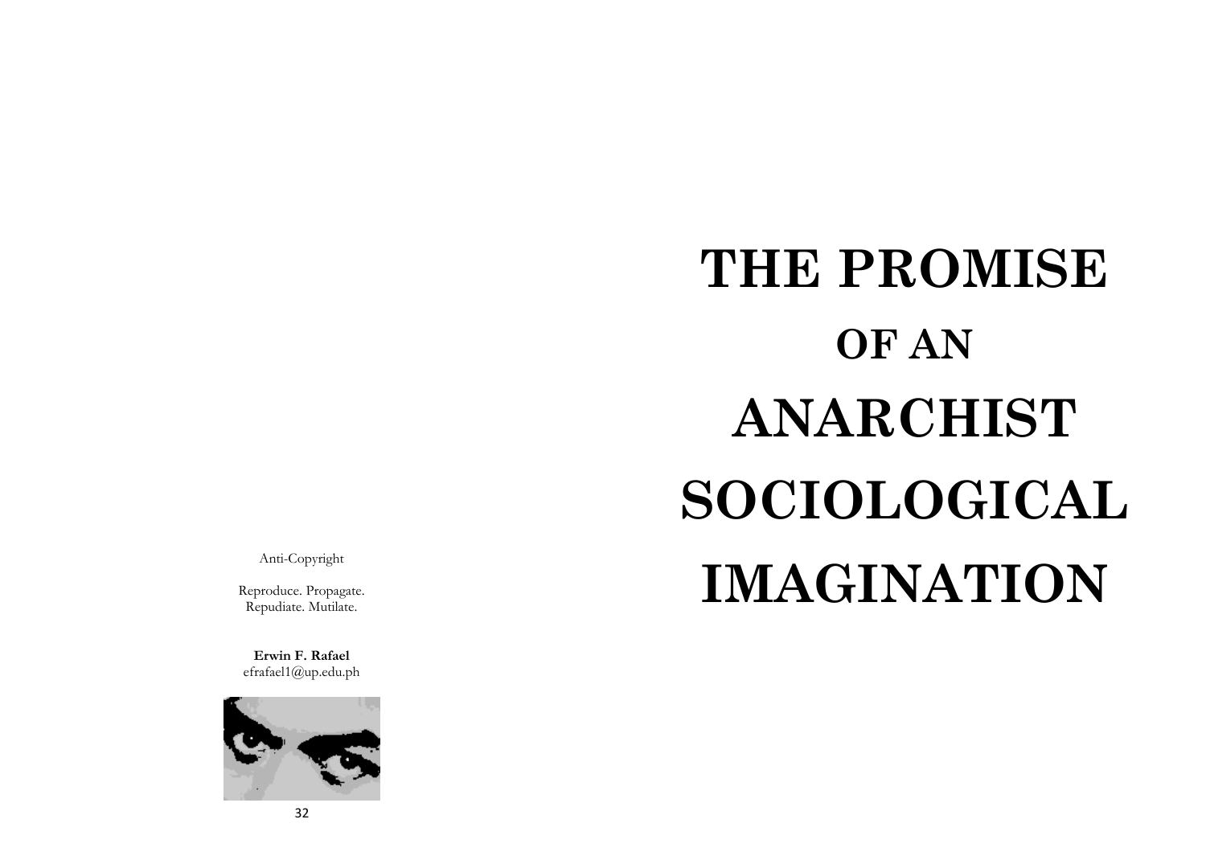Anti-Copyright

Reproduce. Propagate.
Repudiate. Mutilate.

**Erwin F. Rafael**
efrafael1@up.edu.ph

# THE PROMISE OF AN ANARCHIST SOCIOLOGICAL IMAGINATION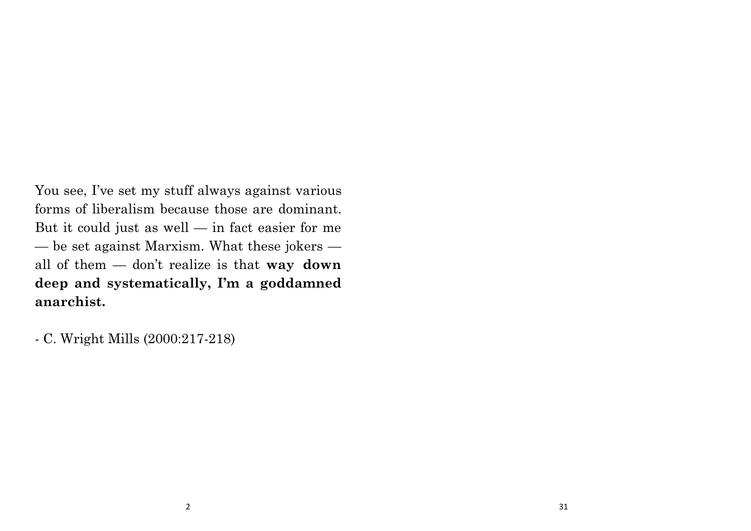You see, I've set my stuff always against various forms of liberalism because those are dominant. But it could just as well — in fact easier for me — be set against Marxism. What these jokers — all of them — don't realize is that **way down deep and systematically, I'm a goddamned anarchist.**

- C. Wright Mills (2000:217-218)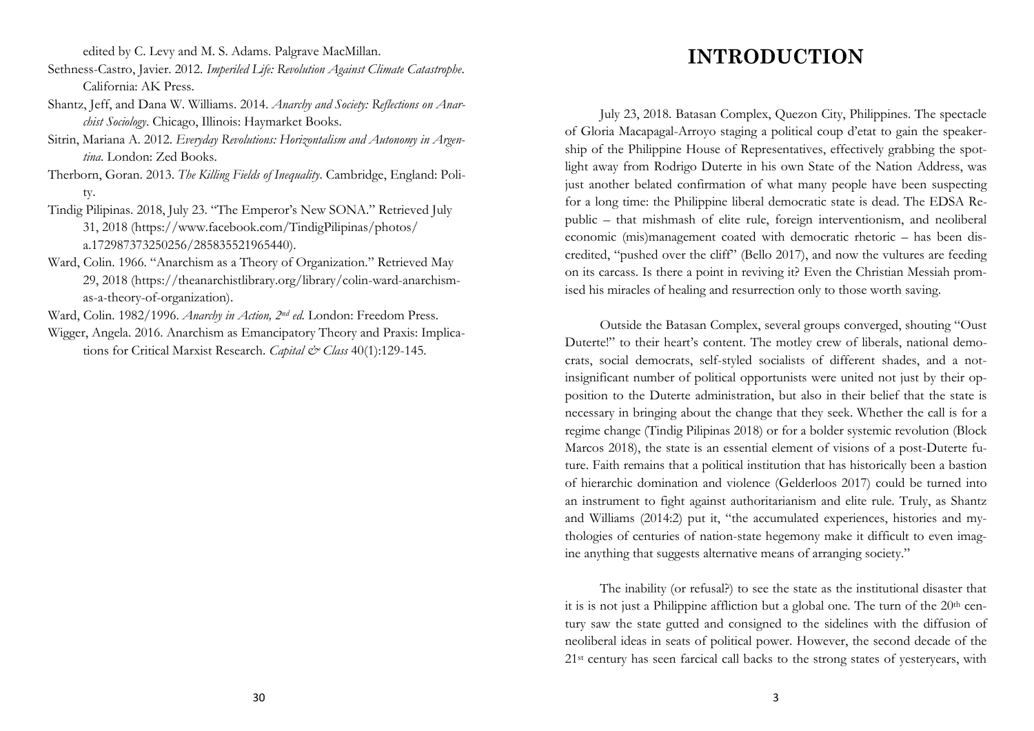edited by C. Levy and M. S. Adams. Palgrave MacMillan.

Sethness-Castro, Javier. 2012. *Imperiled Life: Revolution Against Climate Catastrophe*. California: AK Press.

Shantz, Jeff, and Dana W. Williams. 2014. *Anarchy and Society: Reflections on Anarchist Sociology*. Chicago, Illinois: Haymarket Books.

Sitrin, Mariana A. 2012. *Everyday Revolutions: Horizontalism and Autonomy in Argentina*. London: Zed Books.

Therborn, Goran. 2013. *The Killing Fields of Inequality*. Cambridge, England: Polity.

Tindig Pilipinas. 2018, July 23. "The Emperor's New SONA." Retrieved July 31, 2018 (https://www.facebook.com/TindigPilipinas/photos/a.172987373250256/285835521965440).

Ward, Colin. 1966. "Anarchism as a Theory of Organization." Retrieved May 29, 2018 (https://theanarchistlibrary.org/library/colin-ward-anarchism-as-a-theory-of-organization).

Ward, Colin. 1982/1996. *Anarchy in Action, 2nd ed.* London: Freedom Press.

Wigger, Angela. 2016. Anarchism as Emancipatory Theory and Praxis: Implications for Critical Marxist Research. *Capital & Class* 40(1):129-145.

# INTRODUCTION

July 23, 2018. Batasan Complex, Quezon City, Philippines. The spectacle of Gloria Macapagal-Arroyo staging a political coup d'etat to gain the speakership of the Philippine House of Representatives, effectively grabbing the spotlight away from Rodrigo Duterte in his own State of the Nation Address, was just another belated confirmation of what many people have been suspecting for a long time: the Philippine liberal democratic state is dead. The EDSA Republic – that mishmash of elite rule, foreign interventionism, and neoliberal economic (mis)management coated with democratic rhetoric – has been discredited, "pushed over the cliff" (Bello 2017), and now the vultures are feeding on its carcass. Is there a point in reviving it? Even the Christian Messiah promised his miracles of healing and resurrection only to those worth saving.

Outside the Batasan Complex, several groups converged, shouting "Oust Duterte!" to their heart's content. The motley crew of liberals, national democrats, social democrats, self-styled socialists of different shades, and a not-insignificant number of political opportunists were united not just by their opposition to the Duterte administration, but also in their belief that the state is necessary in bringing about the change that they seek. Whether the call is for a regime change (Tindig Pilipinas 2018) or for a bolder systemic revolution (Block Marcos 2018), the state is an essential element of visions of a post-Duterte future. Faith remains that a political institution that has historically been a bastion of hierarchic domination and violence (Gelderloos 2017) could be turned into an instrument to fight against authoritarianism and elite rule. Truly, as Shantz and Williams (2014:2) put it, "the accumulated experiences, histories and mythologies of centuries of nation-state hegemony make it difficult to even imagine anything that suggests alternative means of arranging society."

The inability (or refusal?) to see the state as the institutional disaster that it is is not just a Philippine affliction but a global one. The turn of the 20th century saw the state gutted and consigned to the sidelines with the diffusion of neoliberal ideas in seats of political power. However, the second decade of the 21st century has seen farcical call backs to the strong states of yesteryears, with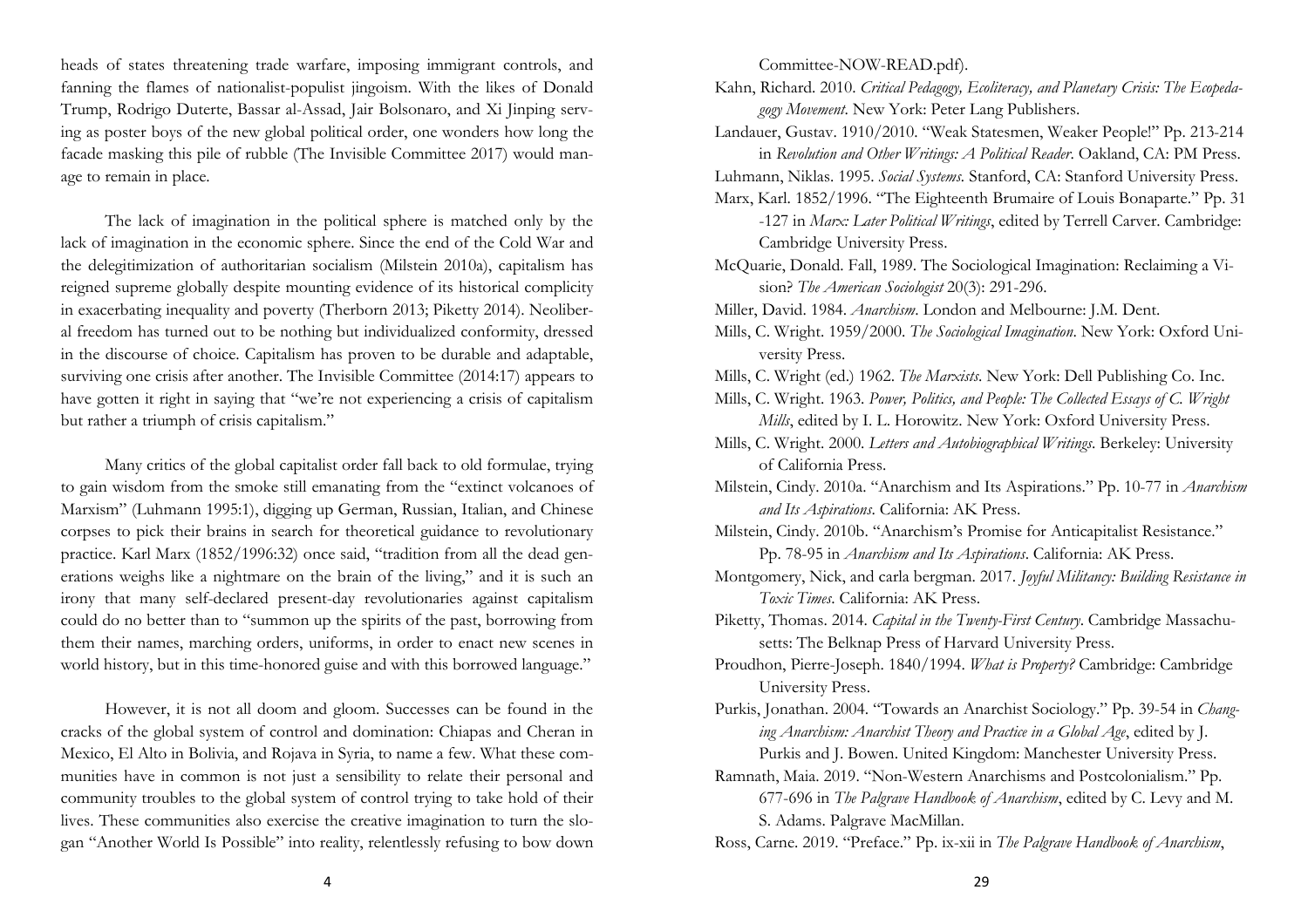heads of states threatening trade warfare, imposing immigrant controls, and fanning the flames of nationalist-populist jingoism. With the likes of Donald Trump, Rodrigo Duterte, Bassar al-Assad, Jair Bolsonaro, and Xi Jinping serving as poster boys of the new global political order, one wonders how long the facade masking this pile of rubble (The Invisible Committee 2017) would manage to remain in place.

The lack of imagination in the political sphere is matched only by the lack of imagination in the economic sphere. Since the end of the Cold War and the delegitimization of authoritarian socialism (Milstein 2010a), capitalism has reigned supreme globally despite mounting evidence of its historical complicity in exacerbating inequality and poverty (Therborn 2013; Piketty 2014). Neoliberal freedom has turned out to be nothing but individualized conformity, dressed in the discourse of choice. Capitalism has proven to be durable and adaptable, surviving one crisis after another. The Invisible Committee (2014:17) appears to have gotten it right in saying that "we're not experiencing a crisis of capitalism but rather a triumph of crisis capitalism."

Many critics of the global capitalist order fall back to old formulae, trying to gain wisdom from the smoke still emanating from the "extinct volcanoes of Marxism" (Luhmann 1995:1), digging up German, Russian, Italian, and Chinese corpses to pick their brains in search for theoretical guidance to revolutionary practice. Karl Marx (1852/1996:32) once said, "tradition from all the dead generations weighs like a nightmare on the brain of the living," and it is such an irony that many self-declared present-day revolutionaries against capitalism could do no better than to "summon up the spirits of the past, borrowing from them their names, marching orders, uniforms, in order to enact new scenes in world history, but in this time-honored guise and with this borrowed language."

However, it is not all doom and gloom. Successes can be found in the cracks of the global system of control and domination: Chiapas and Cheran in Mexico, El Alto in Bolivia, and Rojava in Syria, to name a few. What these communities have in common is not just a sensibility to relate their personal and community troubles to the global system of control trying to take hold of their lives. These communities also exercise the creative imagination to turn the slogan "Another World Is Possible" into reality, relentlessly refusing to bow down

Committee-NOW-READ.pdf).

Kahn, Richard. 2010. *Critical Pedagogy, Ecoliteracy, and Planetary Crisis: The Ecopedagogy Movement*. New York: Peter Lang Publishers.

Landauer, Gustav. 1910/2010. "Weak Statesmen, Weaker People!" Pp. 213-214 in *Revolution and Other Writings: A Political Reader*. Oakland, CA: PM Press.

Luhmann, Niklas. 1995. *Social Systems*. Stanford, CA: Stanford University Press.

Marx, Karl. 1852/1996. "The Eighteenth Brumaire of Louis Bonaparte." Pp. 31-127 in *Marx: Later Political Writings*, edited by Terrell Carver. Cambridge: Cambridge University Press.

McQuarie, Donald. Fall, 1989. The Sociological Imagination: Reclaiming a Vision? *The American Sociologist* 20(3): 291-296.

Miller, David. 1984. *Anarchism*. London and Melbourne: J.M. Dent.

Mills, C. Wright. 1959/2000. *The Sociological Imagination*. New York: Oxford University Press.

Mills, C. Wright (ed.) 1962. *The Marxists*. New York: Dell Publishing Co. Inc.

Mills, C. Wright. 1963. *Power, Politics, and People: The Collected Essays of C. Wright Mills*, edited by I. L. Horowitz. New York: Oxford University Press.

Mills, C. Wright. 2000. *Letters and Autobiographical Writings*. Berkeley: University of California Press.

Milstein, Cindy. 2010a. "Anarchism and Its Aspirations." Pp. 10-77 in *Anarchism and Its Aspirations*. California: AK Press.

Milstein, Cindy. 2010b. "Anarchism's Promise for Anticapitalist Resistance." Pp. 78-95 in *Anarchism and Its Aspirations*. California: AK Press.

Montgomery, Nick, and carla bergman. 2017. *Joyful Militancy: Building Resistance in Toxic Times*. California: AK Press.

Piketty, Thomas. 2014. *Capital in the Twenty-First Century*. Cambridge Massachusetts: The Belknap Press of Harvard University Press.

Proudhon, Pierre-Joseph. 1840/1994. *What is Property?* Cambridge: Cambridge University Press.

Purkis, Jonathan. 2004. "Towards an Anarchist Sociology." Pp. 39-54 in *Changing Anarchism: Anarchist Theory and Practice in a Global Age*, edited by J. Purkis and J. Bowen. United Kingdom: Manchester University Press.

Ramnath, Maia. 2019. "Non-Western Anarchisms and Postcolonialism." Pp. 677-696 in *The Palgrave Handbook of Anarchism*, edited by C. Levy and M. S. Adams. Palgrave MacMillan.

Ross, Carne. 2019. "Preface." Pp. ix-xii in *The Palgrave Handbook of Anarchism*,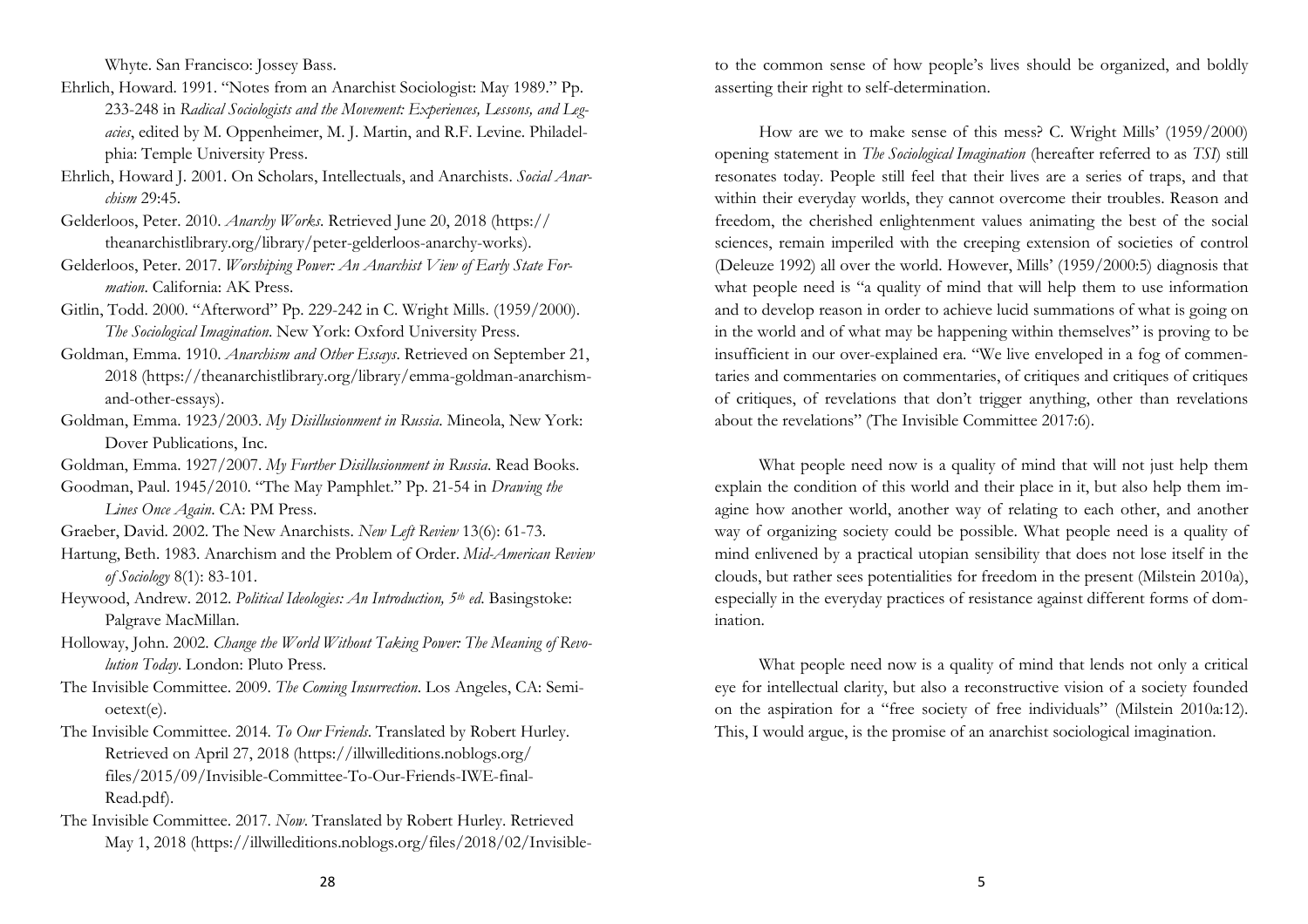Whyte. San Francisco: Jossey Bass.

Ehrlich, Howard. 1991. "Notes from an Anarchist Sociologist: May 1989." Pp. 233-248 in *Radical Sociologists and the Movement: Experiences, Lessons, and Legacies*, edited by M. Oppenheimer, M. J. Martin, and R.F. Levine. Philadelphia: Temple University Press.

Ehrlich, Howard J. 2001. On Scholars, Intellectuals, and Anarchists. *Social Anarchism* 29:45.

Gelderloos, Peter. 2010. *Anarchy Works*. Retrieved June 20, 2018 (https://theanarchistlibrary.org/library/peter-gelderloos-anarchy-works).

Gelderloos, Peter. 2017. *Worshiping Power: An Anarchist View of Early State Formation*. California: AK Press.

Gitlin, Todd. 2000. "Afterword" Pp. 229-242 in C. Wright Mills. (1959/2000). *The Sociological Imagination*. New York: Oxford University Press.

Goldman, Emma. 1910. *Anarchism and Other Essays*. Retrieved on September 21, 2018 (https://theanarchistlibrary.org/library/emma-goldman-anarchism-and-other-essays).

Goldman, Emma. 1923/2003. *My Disillusionment in Russia*. Mineola, New York: Dover Publications, Inc.

Goldman, Emma. 1927/2007. *My Further Disillusionment in Russia*. Read Books.

Goodman, Paul. 1945/2010. "The May Pamphlet." Pp. 21-54 in *Drawing the Lines Once Again*. CA: PM Press.

Graeber, David. 2002. The New Anarchists. *New Left Review* 13(6): 61-73.

Hartung, Beth. 1983. Anarchism and the Problem of Order. *Mid-American Review of Sociology* 8(1): 83-101.

Heywood, Andrew. 2012. *Political Ideologies: An Introduction, 5th ed*. Basingstoke: Palgrave MacMillan.

Holloway, John. 2002. *Change the World Without Taking Power: The Meaning of Revolution Today*. London: Pluto Press.

The Invisible Committee. 2009. *The Coming Insurrection*. Los Angeles, CA: Semiotext(e).

The Invisible Committee. 2014. *To Our Friends*. Translated by Robert Hurley. Retrieved on April 27, 2018 (https://illwilleditions.noblogs.org/files/2015/09/Invisible-Committee-To-Our-Friends-IWE-final-Read.pdf).

The Invisible Committee. 2017. *Now*. Translated by Robert Hurley. Retrieved May 1, 2018 (https://illwilleditions.noblogs.org/files/2018/02/Invisible-

to the common sense of how people's lives should be organized, and boldly asserting their right to self-determination.

How are we to make sense of this mess? C. Wright Mills' (1959/2000) opening statement in *The Sociological Imagination* (hereafter referred to as *TSI*) still resonates today. People still feel that their lives are a series of traps, and that within their everyday worlds, they cannot overcome their troubles. Reason and freedom, the cherished enlightenment values animating the best of the social sciences, remain imperiled with the creeping extension of societies of control (Deleuze 1992) all over the world. However, Mills' (1959/2000:5) diagnosis that what people need is "a quality of mind that will help them to use information and to develop reason in order to achieve lucid summations of what is going on in the world and of what may be happening within themselves" is proving to be insufficient in our over-explained era. "We live enveloped in a fog of commentaries and commentaries on commentaries, of critiques and critiques of critiques of critiques, of revelations that don't trigger anything, other than revelations about the revelations" (The Invisible Committee 2017:6).

What people need now is a quality of mind that will not just help them explain the condition of this world and their place in it, but also help them imagine how another world, another way of relating to each other, and another way of organizing society could be possible. What people need is a quality of mind enlivened by a practical utopian sensibility that does not lose itself in the clouds, but rather sees potentialities for freedom in the present (Milstein 2010a), especially in the everyday practices of resistance against different forms of domination.

What people need now is a quality of mind that lends not only a critical eye for intellectual clarity, but also a reconstructive vision of a society founded on the aspiration for a "free society of free individuals" (Milstein 2010a:12). This, I would argue, is the promise of an anarchist sociological imagination.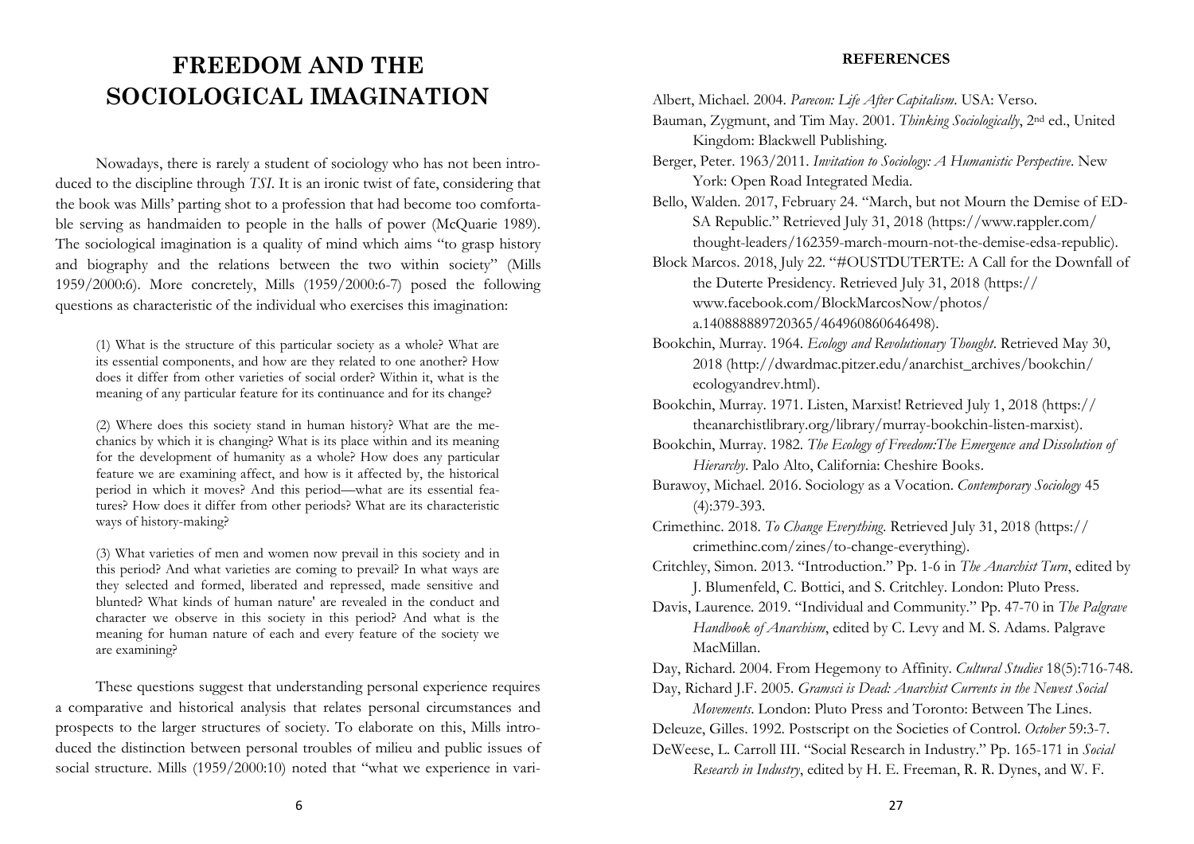# FREEDOM AND THE SOCIOLOGICAL IMAGINATION

Nowadays, there is rarely a student of sociology who has not been introduced to the discipline through *TSI*. It is an ironic twist of fate, considering that the book was Mills' parting shot to a profession that had become too comfortable serving as handmaiden to people in the halls of power (McQuarie 1989). The sociological imagination is a quality of mind which aims "to grasp history and biography and the relations between the two within society" (Mills 1959/2000:6). More concretely, Mills (1959/2000:6-7) posed the following questions as characteristic of the individual who exercises this imagination:

> (1) What is the structure of this particular society as a whole? What are its essential components, and how are they related to one another? How does it differ from other varieties of social order? Within it, what is the meaning of any particular feature for its continuance and for its change?
>
> (2) Where does this society stand in human history? What are the mechanics by which it is changing? What is its place within and its meaning for the development of humanity as a whole? How does any particular feature we are examining affect, and how is it affected by, the historical period in which it moves? And this period—what are its essential features? How does it differ from other periods? What are its characteristic ways of history-making?
>
> (3) What varieties of men and women now prevail in this society and in this period? And what varieties are coming to prevail? In what ways are they selected and formed, liberated and repressed, made sensitive and blunted? What kinds of human nature' are revealed in the conduct and character we observe in this society in this period? And what is the meaning for human nature of each and every feature of the society we are examining?

These questions suggest that understanding personal experience requires a comparative and historical analysis that relates personal circumstances and prospects to the larger structures of society. To elaborate on this, Mills introduced the distinction between personal troubles of milieu and public issues of social structure. Mills (1959/2000:10) noted that "what we experience in vari-

## REFERENCES

Albert, Michael. 2004. *Parecon: Life After Capitalism*. USA: Verso.

Bauman, Zygmunt, and Tim May. 2001. *Thinking Sociologically*, 2nd ed., United Kingdom: Blackwell Publishing.

Berger, Peter. 1963/2011. *Invitation to Sociology: A Humanistic Perspective*. New York: Open Road Integrated Media.

Bello, Walden. 2017, February 24. "March, but not Mourn the Demise of EDSA Republic." Retrieved July 31, 2018 (https://www.rappler.com/thought-leaders/162359-march-mourn-not-the-demise-edsa-republic).

Block Marcos. 2018, July 22. "#OUSTDUTERTE: A Call for the Downfall of the Duterte Presidency. Retrieved July 31, 2018 (https://www.facebook.com/BlockMarcosNow/photos/a.140888889720365/464960860646498).

Bookchin, Murray. 1964. *Ecology and Revolutionary Thought*. Retrieved May 30, 2018 (http://dwardmac.pitzer.edu/anarchist_archives/bookchin/ecologyandrev.html).

Bookchin, Murray. 1971. Listen, Marxist! Retrieved July 1, 2018 (https://theanarchistlibrary.org/library/murray-bookchin-listen-marxist).

Bookchin, Murray. 1982. *The Ecology of Freedom:The Emergence and Dissolution of Hierarchy*. Palo Alto, California: Cheshire Books.

Burawoy, Michael. 2016. Sociology as a Vocation. *Contemporary Sociology* 45 (4):379-393.

Crimethinc. 2018. *To Change Everything*. Retrieved July 31, 2018 (https://crimethinc.com/zines/to-change-everything).

Critchley, Simon. 2013. "Introduction." Pp. 1-6 in *The Anarchist Turn*, edited by J. Blumenfeld, C. Bottici, and S. Critchley. London: Pluto Press.

Davis, Laurence. 2019. "Individual and Community." Pp. 47-70 in *The Palgrave Handbook of Anarchism*, edited by C. Levy and M. S. Adams. Palgrave MacMillan.

Day, Richard. 2004. From Hegemony to Affinity. *Cultural Studies* 18(5):716-748.

Day, Richard J.F. 2005. *Gramsci is Dead: Anarchist Currents in the Newest Social Movements*. London: Pluto Press and Toronto: Between The Lines.

Deleuze, Gilles. 1992. Postscript on the Societies of Control. *October* 59:3-7.

DeWeese, L. Carroll III. "Social Research in Industry." Pp. 165-171 in *Social Research in Industry*, edited by H. E. Freeman, R. R. Dynes, and W. F.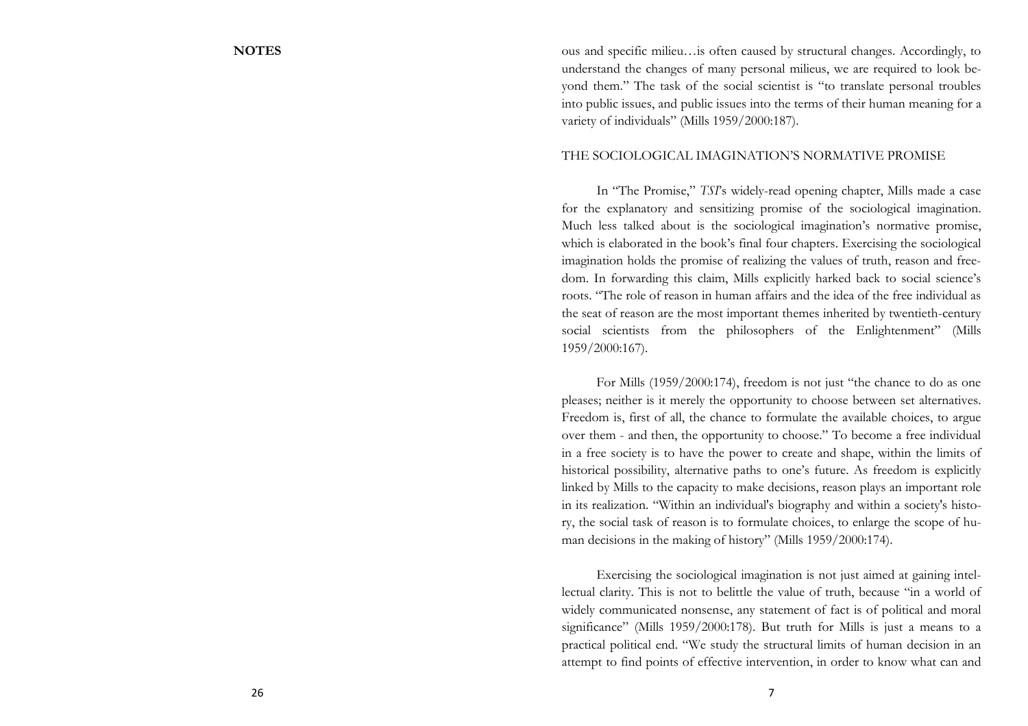**NOTES**

ous and specific milieu…is often caused by structural changes. Accordingly, to understand the changes of many personal milieus, we are required to look beyond them." The task of the social scientist is "to translate personal troubles into public issues, and public issues into the terms of their human meaning for a variety of individuals" (Mills 1959/2000:187).

## THE SOCIOLOGICAL IMAGINATION'S NORMATIVE PROMISE

In "The Promise," *TSI*'s widely-read opening chapter, Mills made a case for the explanatory and sensitizing promise of the sociological imagination. Much less talked about is the sociological imagination's normative promise, which is elaborated in the book's final four chapters. Exercising the sociological imagination holds the promise of realizing the values of truth, reason and freedom. In forwarding this claim, Mills explicitly harked back to social science's roots. "The role of reason in human affairs and the idea of the free individual as the seat of reason are the most important themes inherited by twentieth-century social scientists from the philosophers of the Enlightenment" (Mills 1959/2000:167).

For Mills (1959/2000:174), freedom is not just "the chance to do as one pleases; neither is it merely the opportunity to choose between set alternatives. Freedom is, first of all, the chance to formulate the available choices, to argue over them - and then, the opportunity to choose." To become a free individual in a free society is to have the power to create and shape, within the limits of historical possibility, alternative paths to one's future. As freedom is explicitly linked by Mills to the capacity to make decisions, reason plays an important role in its realization. "Within an individual's biography and within a society's history, the social task of reason is to formulate choices, to enlarge the scope of human decisions in the making of history" (Mills 1959/2000:174).

Exercising the sociological imagination is not just aimed at gaining intellectual clarity. This is not to belittle the value of truth, because "in a world of widely communicated nonsense, any statement of fact is of political and moral significance" (Mills 1959/2000:178). But truth for Mills is just a means to a practical political end. "We study the structural limits of human decision in an attempt to find points of effective intervention, in order to know what can and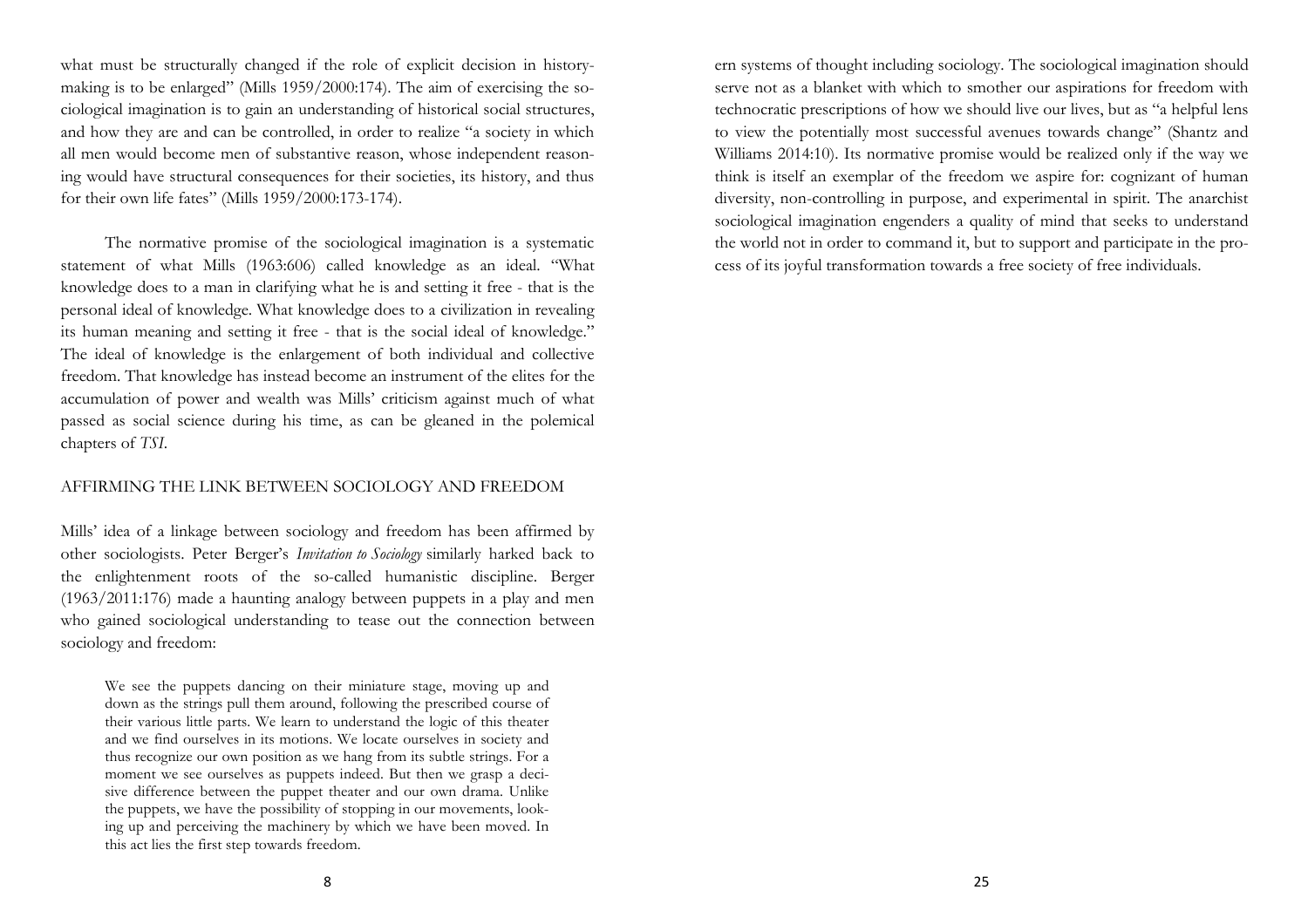what must be structurally changed if the role of explicit decision in history-making is to be enlarged" (Mills 1959/2000:174). The aim of exercising the sociological imagination is to gain an understanding of historical social structures, and how they are and can be controlled, in order to realize "a society in which all men would become men of substantive reason, whose independent reasoning would have structural consequences for their societies, its history, and thus for their own life fates" (Mills 1959/2000:173-174).

The normative promise of the sociological imagination is a systematic statement of what Mills (1963:606) called knowledge as an ideal. "What knowledge does to a man in clarifying what he is and setting it free - that is the personal ideal of knowledge. What knowledge does to a civilization in revealing its human meaning and setting it free - that is the social ideal of knowledge." The ideal of knowledge is the enlargement of both individual and collective freedom. That knowledge has instead become an instrument of the elites for the accumulation of power and wealth was Mills' criticism against much of what passed as social science during his time, as can be gleaned in the polemical chapters of *TSI*.

## AFFIRMING THE LINK BETWEEN SOCIOLOGY AND FREEDOM

Mills' idea of a linkage between sociology and freedom has been affirmed by other sociologists. Peter Berger's *Invitation to Sociology* similarly harked back to the enlightenment roots of the so-called humanistic discipline. Berger (1963/2011:176) made a haunting analogy between puppets in a play and men who gained sociological understanding to tease out the connection between sociology and freedom:

> We see the puppets dancing on their miniature stage, moving up and down as the strings pull them around, following the prescribed course of their various little parts. We learn to understand the logic of this theater and we find ourselves in its motions. We locate ourselves in society and thus recognize our own position as we hang from its subtle strings. For a moment we see ourselves as puppets indeed. But then we grasp a decisive difference between the puppet theater and our own drama. Unlike the puppets, we have the possibility of stopping in our movements, looking up and perceiving the machinery by which we have been moved. In this act lies the first step towards freedom.

ern systems of thought including sociology. The sociological imagination should serve not as a blanket with which to smother our aspirations for freedom with technocratic prescriptions of how we should live our lives, but as "a helpful lens to view the potentially most successful avenues towards change" (Shantz and Williams 2014:10). Its normative promise would be realized only if the way we think is itself an exemplar of the freedom we aspire for: cognizant of human diversity, non-controlling in purpose, and experimental in spirit. The anarchist sociological imagination engenders a quality of mind that seeks to understand the world not in order to command it, but to support and participate in the process of its joyful transformation towards a free society of free individuals.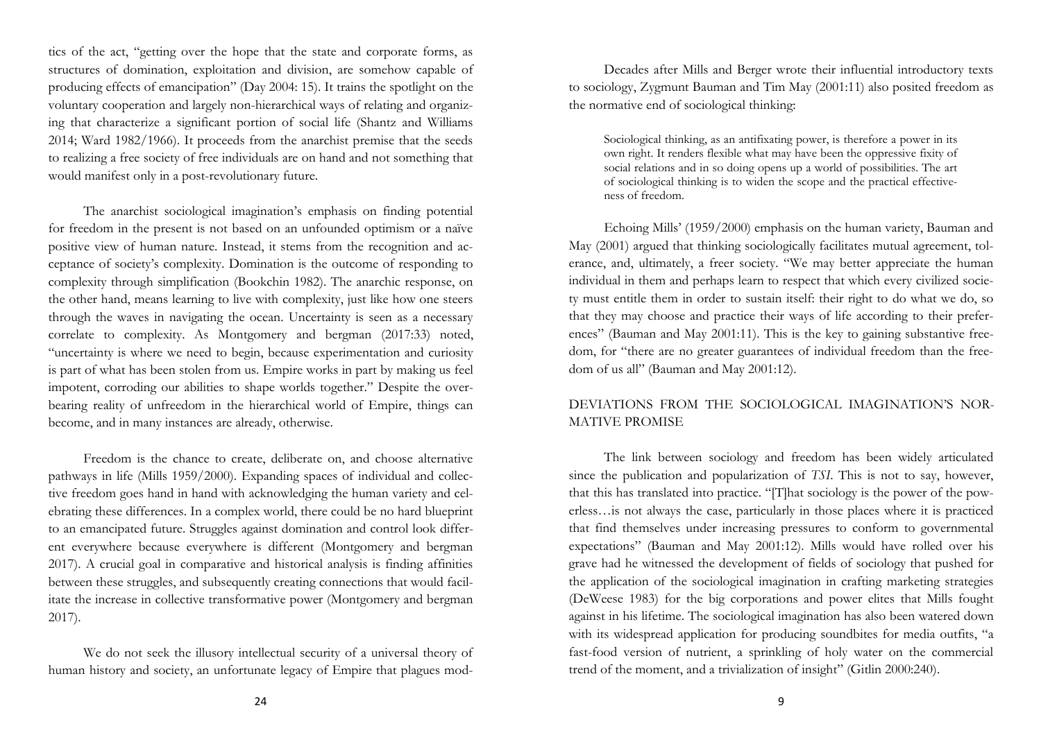tics of the act, "getting over the hope that the state and corporate forms, as structures of domination, exploitation and division, are somehow capable of producing effects of emancipation" (Day 2004: 15). It trains the spotlight on the voluntary cooperation and largely non-hierarchical ways of relating and organizing that characterize a significant portion of social life (Shantz and Williams 2014; Ward 1982/1966). It proceeds from the anarchist premise that the seeds to realizing a free society of free individuals are on hand and not something that would manifest only in a post-revolutionary future.

The anarchist sociological imagination's emphasis on finding potential for freedom in the present is not based on an unfounded optimism or a naïve positive view of human nature. Instead, it stems from the recognition and acceptance of society's complexity. Domination is the outcome of responding to complexity through simplification (Bookchin 1982). The anarchic response, on the other hand, means learning to live with complexity, just like how one steers through the waves in navigating the ocean. Uncertainty is seen as a necessary correlate to complexity. As Montgomery and bergman (2017:33) noted, "uncertainty is where we need to begin, because experimentation and curiosity is part of what has been stolen from us. Empire works in part by making us feel impotent, corroding our abilities to shape worlds together." Despite the overbearing reality of unfreedom in the hierarchical world of Empire, things can become, and in many instances are already, otherwise.

Freedom is the chance to create, deliberate on, and choose alternative pathways in life (Mills 1959/2000). Expanding spaces of individual and collective freedom goes hand in hand with acknowledging the human variety and celebrating these differences. In a complex world, there could be no hard blueprint to an emancipated future. Struggles against domination and control look different everywhere because everywhere is different (Montgomery and bergman 2017). A crucial goal in comparative and historical analysis is finding affinities between these struggles, and subsequently creating connections that would facilitate the increase in collective transformative power (Montgomery and bergman 2017).

We do not seek the illusory intellectual security of a universal theory of human history and society, an unfortunate legacy of Empire that plagues mod-

Decades after Mills and Berger wrote their influential introductory texts to sociology, Zygmunt Bauman and Tim May (2001:11) also posited freedom as the normative end of sociological thinking:

> Sociological thinking, as an antifixating power, is therefore a power in its own right. It renders flexible what may have been the oppressive fixity of social relations and in so doing opens up a world of possibilities. The art of sociological thinking is to widen the scope and the practical effectiveness of freedom.

Echoing Mills' (1959/2000) emphasis on the human variety, Bauman and May (2001) argued that thinking sociologically facilitates mutual agreement, tolerance, and, ultimately, a freer society. "We may better appreciate the human individual in them and perhaps learn to respect that which every civilized society must entitle them in order to sustain itself: their right to do what we do, so that they may choose and practice their ways of life according to their preferences" (Bauman and May 2001:11). This is the key to gaining substantive freedom, for "there are no greater guarantees of individual freedom than the freedom of us all" (Bauman and May 2001:12).

## DEVIATIONS FROM THE SOCIOLOGICAL IMAGINATION'S NORMATIVE PROMISE

The link between sociology and freedom has been widely articulated since the publication and popularization of *TSI*. This is not to say, however, that this has translated into practice. "[T]hat sociology is the power of the powerless…is not always the case, particularly in those places where it is practiced that find themselves under increasing pressures to conform to governmental expectations" (Bauman and May 2001:12). Mills would have rolled over his grave had he witnessed the development of fields of sociology that pushed for the application of the sociological imagination in crafting marketing strategies (DeWeese 1983) for the big corporations and power elites that Mills fought against in his lifetime. The sociological imagination has also been watered down with its widespread application for producing soundbites for media outfits, "a fast-food version of nutrient, a sprinkling of holy water on the commercial trend of the moment, and a trivialization of insight" (Gitlin 2000:240).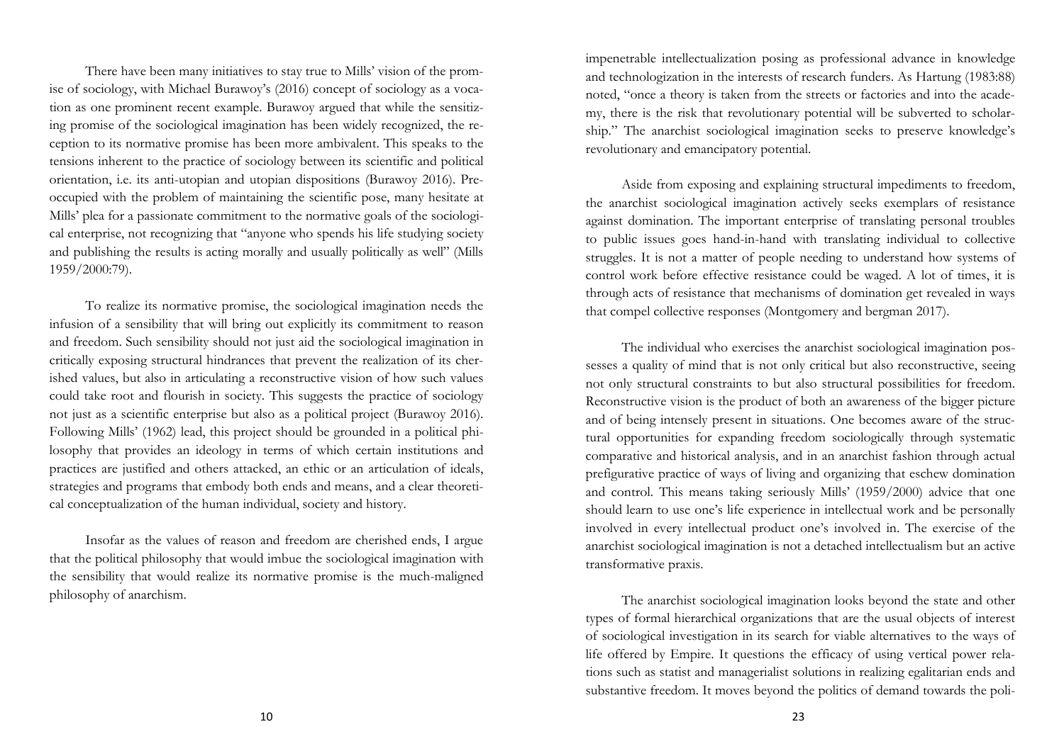There have been many initiatives to stay true to Mills' vision of the promise of sociology, with Michael Burawoy's (2016) concept of sociology as a vocation as one prominent recent example. Burawoy argued that while the sensitizing promise of the sociological imagination has been widely recognized, the reception to its normative promise has been more ambivalent. This speaks to the tensions inherent to the practice of sociology between its scientific and political orientation, i.e. its anti-utopian and utopian dispositions (Burawoy 2016). Preoccupied with the problem of maintaining the scientific pose, many hesitate at Mills' plea for a passionate commitment to the normative goals of the sociological enterprise, not recognizing that "anyone who spends his life studying society and publishing the results is acting morally and usually politically as well" (Mills 1959/2000:79).

To realize its normative promise, the sociological imagination needs the infusion of a sensibility that will bring out explicitly its commitment to reason and freedom. Such sensibility should not just aid the sociological imagination in critically exposing structural hindrances that prevent the realization of its cherished values, but also in articulating a reconstructive vision of how such values could take root and flourish in society. This suggests the practice of sociology not just as a scientific enterprise but also as a political project (Burawoy 2016). Following Mills' (1962) lead, this project should be grounded in a political philosophy that provides an ideology in terms of which certain institutions and practices are justified and others attacked, an ethic or an articulation of ideals, strategies and programs that embody both ends and means, and a clear theoretical conceptualization of the human individual, society and history.

Insofar as the values of reason and freedom are cherished ends, I argue that the political philosophy that would imbue the sociological imagination with the sensibility that would realize its normative promise is the much-maligned philosophy of anarchism.

impenetrable intellectualization posing as professional advance in knowledge and technologization in the interests of research funders. As Hartung (1983:88) noted, "once a theory is taken from the streets or factories and into the academy, there is the risk that revolutionary potential will be subverted to scholarship." The anarchist sociological imagination seeks to preserve knowledge's revolutionary and emancipatory potential.

Aside from exposing and explaining structural impediments to freedom, the anarchist sociological imagination actively seeks exemplars of resistance against domination. The important enterprise of translating personal troubles to public issues goes hand-in-hand with translating individual to collective struggles. It is not a matter of people needing to understand how systems of control work before effective resistance could be waged. A lot of times, it is through acts of resistance that mechanisms of domination get revealed in ways that compel collective responses (Montgomery and bergman 2017).

The individual who exercises the anarchist sociological imagination possesses a quality of mind that is not only critical but also reconstructive, seeing not only structural constraints to but also structural possibilities for freedom. Reconstructive vision is the product of both an awareness of the bigger picture and of being intensely present in situations. One becomes aware of the structural opportunities for expanding freedom sociologically through systematic comparative and historical analysis, and in an anarchist fashion through actual prefigurative practice of ways of living and organizing that eschew domination and control. This means taking seriously Mills' (1959/2000) advice that one should learn to use one's life experience in intellectual work and be personally involved in every intellectual product one's involved in. The exercise of the anarchist sociological imagination is not a detached intellectualism but an active transformative praxis.

The anarchist sociological imagination looks beyond the state and other types of formal hierarchical organizations that are the usual objects of interest of sociological investigation in its search for viable alternatives to the ways of life offered by Empire. It questions the efficacy of using vertical power relations such as statist and managerialist solutions in realizing egalitarian ends and substantive freedom. It moves beyond the politics of demand towards the poli-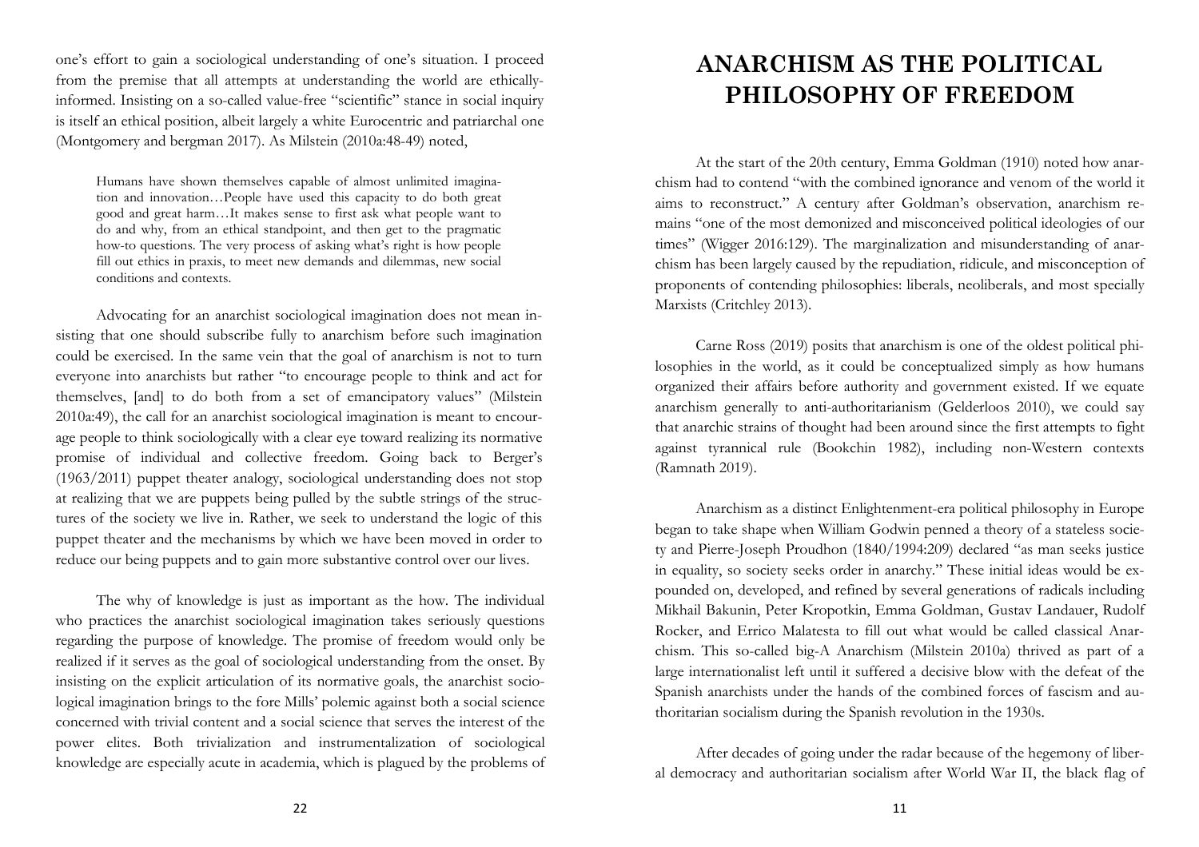one's effort to gain a sociological understanding of one's situation. I proceed from the premise that all attempts at understanding the world are ethically-informed. Insisting on a so-called value-free "scientific" stance in social inquiry is itself an ethical position, albeit largely a white Eurocentric and patriarchal one (Montgomery and bergman 2017). As Milstein (2010a:48-49) noted,

> Humans have shown themselves capable of almost unlimited imagination and innovation…People have used this capacity to do both great good and great harm…It makes sense to first ask what people want to do and why, from an ethical standpoint, and then get to the pragmatic how-to questions. The very process of asking what's right is how people fill out ethics in praxis, to meet new demands and dilemmas, new social conditions and contexts.

Advocating for an anarchist sociological imagination does not mean insisting that one should subscribe fully to anarchism before such imagination could be exercised. In the same vein that the goal of anarchism is not to turn everyone into anarchists but rather "to encourage people to think and act for themselves, [and] to do both from a set of emancipatory values" (Milstein 2010a:49), the call for an anarchist sociological imagination is meant to encourage people to think sociologically with a clear eye toward realizing its normative promise of individual and collective freedom. Going back to Berger's (1963/2011) puppet theater analogy, sociological understanding does not stop at realizing that we are puppets being pulled by the subtle strings of the structures of the society we live in. Rather, we seek to understand the logic of this puppet theater and the mechanisms by which we have been moved in order to reduce our being puppets and to gain more substantive control over our lives.

The why of knowledge is just as important as the how. The individual who practices the anarchist sociological imagination takes seriously questions regarding the purpose of knowledge. The promise of freedom would only be realized if it serves as the goal of sociological understanding from the onset. By insisting on the explicit articulation of its normative goals, the anarchist sociological imagination brings to the fore Mills' polemic against both a social science concerned with trivial content and a social science that serves the interest of the power elites. Both trivialization and instrumentalization of sociological knowledge are especially acute in academia, which is plagued by the problems of

# ANARCHISM AS THE POLITICAL PHILOSOPHY OF FREEDOM

At the start of the 20th century, Emma Goldman (1910) noted how anarchism had to contend "with the combined ignorance and venom of the world it aims to reconstruct." A century after Goldman's observation, anarchism remains "one of the most demonized and misconceived political ideologies of our times" (Wigger 2016:129). The marginalization and misunderstanding of anarchism has been largely caused by the repudiation, ridicule, and misconception of proponents of contending philosophies: liberals, neoliberals, and most specially Marxists (Critchley 2013).

Carne Ross (2019) posits that anarchism is one of the oldest political philosophies in the world, as it could be conceptualized simply as how humans organized their affairs before authority and government existed. If we equate anarchism generally to anti-authoritarianism (Gelderloos 2010), we could say that anarchic strains of thought had been around since the first attempts to fight against tyrannical rule (Bookchin 1982), including non-Western contexts (Ramnath 2019).

Anarchism as a distinct Enlightenment-era political philosophy in Europe began to take shape when William Godwin penned a theory of a stateless society and Pierre-Joseph Proudhon (1840/1994:209) declared "as man seeks justice in equality, so society seeks order in anarchy." These initial ideas would be expounded on, developed, and refined by several generations of radicals including Mikhail Bakunin, Peter Kropotkin, Emma Goldman, Gustav Landauer, Rudolf Rocker, and Errico Malatesta to fill out what would be called classical Anarchism. This so-called big-A Anarchism (Milstein 2010a) thrived as part of a large internationalist left until it suffered a decisive blow with the defeat of the Spanish anarchists under the hands of the combined forces of fascism and authoritarian socialism during the Spanish revolution in the 1930s.

After decades of going under the radar because of the hegemony of liberal democracy and authoritarian socialism after World War II, the black flag of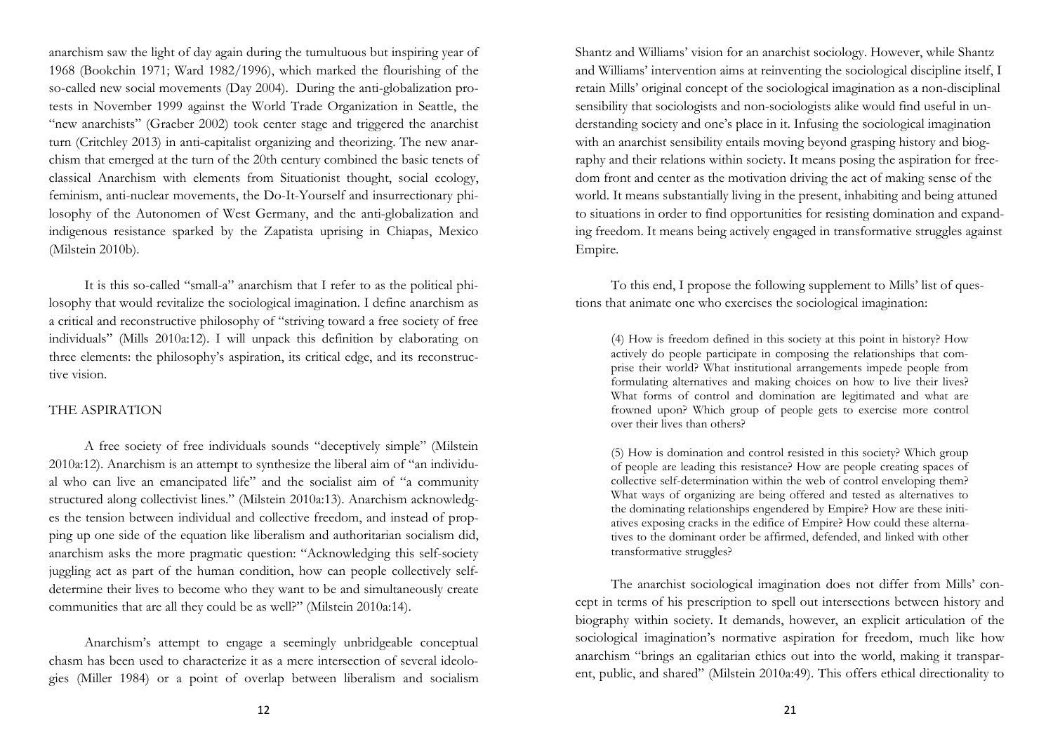anarchism saw the light of day again during the tumultuous but inspiring year of 1968 (Bookchin 1971; Ward 1982/1996), which marked the flourishing of the so-called new social movements (Day 2004). During the anti-globalization protests in November 1999 against the World Trade Organization in Seattle, the "new anarchists" (Graeber 2002) took center stage and triggered the anarchist turn (Critchley 2013) in anti-capitalist organizing and theorizing. The new anarchism that emerged at the turn of the 20th century combined the basic tenets of classical Anarchism with elements from Situationist thought, social ecology, feminism, anti-nuclear movements, the Do-It-Yourself and insurrectionary philosophy of the Autonomen of West Germany, and the anti-globalization and indigenous resistance sparked by the Zapatista uprising in Chiapas, Mexico (Milstein 2010b).

It is this so-called "small-a" anarchism that I refer to as the political philosophy that would revitalize the sociological imagination. I define anarchism as a critical and reconstructive philosophy of "striving toward a free society of free individuals" (Mills 2010a:12). I will unpack this definition by elaborating on three elements: the philosophy's aspiration, its critical edge, and its reconstructive vision.

## THE ASPIRATION

A free society of free individuals sounds "deceptively simple" (Milstein 2010a:12). Anarchism is an attempt to synthesize the liberal aim of "an individual who can live an emancipated life" and the socialist aim of "a community structured along collectivist lines." (Milstein 2010a:13). Anarchism acknowledges the tension between individual and collective freedom, and instead of propping up one side of the equation like liberalism and authoritarian socialism did, anarchism asks the more pragmatic question: "Acknowledging this self-society juggling act as part of the human condition, how can people collectively self-determine their lives to become who they want to be and simultaneously create communities that are all they could be as well?" (Milstein 2010a:14).

Anarchism's attempt to engage a seemingly unbridgeable conceptual chasm has been used to characterize it as a mere intersection of several ideologies (Miller 1984) or a point of overlap between liberalism and socialism

Shantz and Williams' vision for an anarchist sociology. However, while Shantz and Williams' intervention aims at reinventing the sociological discipline itself, I retain Mills' original concept of the sociological imagination as a non-disciplinal sensibility that sociologists and non-sociologists alike would find useful in understanding society and one's place in it. Infusing the sociological imagination with an anarchist sensibility entails moving beyond grasping history and biography and their relations within society. It means posing the aspiration for freedom front and center as the motivation driving the act of making sense of the world. It means substantially living in the present, inhabiting and being attuned to situations in order to find opportunities for resisting domination and expanding freedom. It means being actively engaged in transformative struggles against Empire.

To this end, I propose the following supplement to Mills' list of questions that animate one who exercises the sociological imagination:

> (4) How is freedom defined in this society at this point in history? How actively do people participate in composing the relationships that comprise their world? What institutional arrangements impede people from formulating alternatives and making choices on how to live their lives? What forms of control and domination are legitimated and what are frowned upon? Which group of people gets to exercise more control over their lives than others?
>
> (5) How is domination and control resisted in this society? Which group of people are leading this resistance? How are people creating spaces of collective self-determination within the web of control enveloping them? What ways of organizing are being offered and tested as alternatives to the dominating relationships engendered by Empire? How are these initiatives exposing cracks in the edifice of Empire? How could these alternatives to the dominant order be affirmed, defended, and linked with other transformative struggles?

The anarchist sociological imagination does not differ from Mills' concept in terms of his prescription to spell out intersections between history and biography within society. It demands, however, an explicit articulation of the sociological imagination's normative aspiration for freedom, much like how anarchism "brings an egalitarian ethics out into the world, making it transparent, public, and shared" (Milstein 2010a:49). This offers ethical directionality to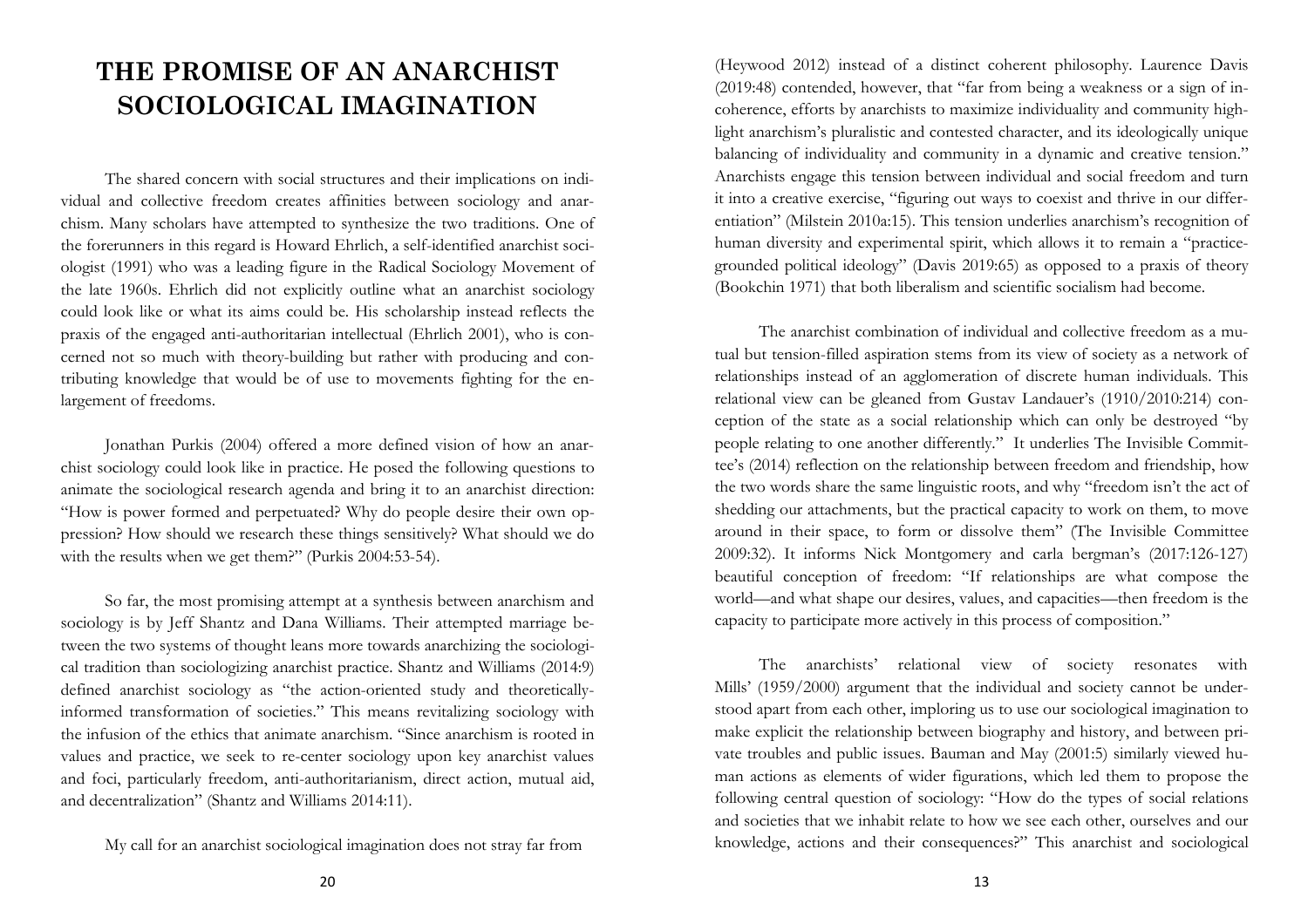# THE PROMISE OF AN ANARCHIST SOCIOLOGICAL IMAGINATION

The shared concern with social structures and their implications on individual and collective freedom creates affinities between sociology and anarchism. Many scholars have attempted to synthesize the two traditions. One of the forerunners in this regard is Howard Ehrlich, a self-identified anarchist sociologist (1991) who was a leading figure in the Radical Sociology Movement of the late 1960s. Ehrlich did not explicitly outline what an anarchist sociology could look like or what its aims could be. His scholarship instead reflects the praxis of the engaged anti-authoritarian intellectual (Ehrlich 2001), who is concerned not so much with theory-building but rather with producing and contributing knowledge that would be of use to movements fighting for the enlargement of freedoms.

Jonathan Purkis (2004) offered a more defined vision of how an anarchist sociology could look like in practice. He posed the following questions to animate the sociological research agenda and bring it to an anarchist direction: "How is power formed and perpetuated? Why do people desire their own oppression? How should we research these things sensitively? What should we do with the results when we get them?" (Purkis 2004:53-54).

So far, the most promising attempt at a synthesis between anarchism and sociology is by Jeff Shantz and Dana Williams. Their attempted marriage between the two systems of thought leans more towards anarchizing the sociological tradition than sociologizing anarchist practice. Shantz and Williams (2014:9) defined anarchist sociology as "the action-oriented study and theoretically-informed transformation of societies." This means revitalizing sociology with the infusion of the ethics that animate anarchism. "Since anarchism is rooted in values and practice, we seek to re-center sociology upon key anarchist values and foci, particularly freedom, anti-authoritarianism, direct action, mutual aid, and decentralization" (Shantz and Williams 2014:11).

My call for an anarchist sociological imagination does not stray far from

(Heywood 2012) instead of a distinct coherent philosophy. Laurence Davis (2019:48) contended, however, that "far from being a weakness or a sign of incoherence, efforts by anarchists to maximize individuality and community highlight anarchism's pluralistic and contested character, and its ideologically unique balancing of individuality and community in a dynamic and creative tension." Anarchists engage this tension between individual and social freedom and turn it into a creative exercise, "figuring out ways to coexist and thrive in our differentiation" (Milstein 2010a:15). This tension underlies anarchism's recognition of human diversity and experimental spirit, which allows it to remain a "practice-grounded political ideology" (Davis 2019:65) as opposed to a praxis of theory (Bookchin 1971) that both liberalism and scientific socialism had become.

The anarchist combination of individual and collective freedom as a mutual but tension-filled aspiration stems from its view of society as a network of relationships instead of an agglomeration of discrete human individuals. This relational view can be gleaned from Gustav Landauer's (1910/2010:214) conception of the state as a social relationship which can only be destroyed "by people relating to one another differently." It underlies The Invisible Committee's (2014) reflection on the relationship between freedom and friendship, how the two words share the same linguistic roots, and why "freedom isn't the act of shedding our attachments, but the practical capacity to work on them, to move around in their space, to form or dissolve them" (The Invisible Committee 2009:32). It informs Nick Montgomery and carla bergman's (2017:126-127) beautiful conception of freedom: "If relationships are what compose the world—and what shape our desires, values, and capacities—then freedom is the capacity to participate more actively in this process of composition."

The anarchists' relational view of society resonates with Mills' (1959/2000) argument that the individual and society cannot be understood apart from each other, imploring us to use our sociological imagination to make explicit the relationship between biography and history, and between private troubles and public issues. Bauman and May (2001:5) similarly viewed human actions as elements of wider figurations, which led them to propose the following central question of sociology: "How do the types of social relations and societies that we inhabit relate to how we see each other, ourselves and our knowledge, actions and their consequences?" This anarchist and sociological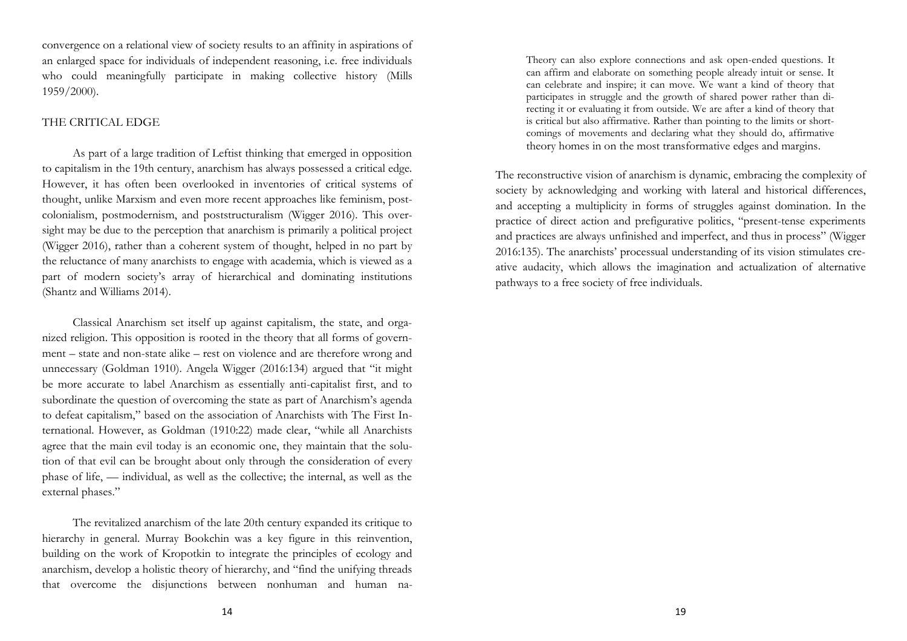convergence on a relational view of society results to an affinity in aspirations of an enlarged space for individuals of independent reasoning, i.e. free individuals who could meaningfully participate in making collective history (Mills 1959/2000).

## THE CRITICAL EDGE

As part of a large tradition of Leftist thinking that emerged in opposition to capitalism in the 19th century, anarchism has always possessed a critical edge. However, it has often been overlooked in inventories of critical systems of thought, unlike Marxism and even more recent approaches like feminism, post-colonialism, postmodernism, and poststructuralism (Wigger 2016). This oversight may be due to the perception that anarchism is primarily a political project (Wigger 2016), rather than a coherent system of thought, helped in no part by the reluctance of many anarchists to engage with academia, which is viewed as a part of modern society's array of hierarchical and dominating institutions (Shantz and Williams 2014).

Classical Anarchism set itself up against capitalism, the state, and organized religion. This opposition is rooted in the theory that all forms of government – state and non-state alike – rest on violence and are therefore wrong and unnecessary (Goldman 1910). Angela Wigger (2016:134) argued that "it might be more accurate to label Anarchism as essentially anti-capitalist first, and to subordinate the question of overcoming the state as part of Anarchism's agenda to defeat capitalism," based on the association of Anarchists with The First International. However, as Goldman (1910:22) made clear, "while all Anarchists agree that the main evil today is an economic one, they maintain that the solution of that evil can be brought about only through the consideration of every phase of life, — individual, as well as the collective; the internal, as well as the external phases."

The revitalized anarchism of the late 20th century expanded its critique to hierarchy in general. Murray Bookchin was a key figure in this reinvention, building on the work of Kropotkin to integrate the principles of ecology and anarchism, develop a holistic theory of hierarchy, and "find the unifying threads that overcome the disjunctions between nonhuman and human na-

> Theory can also explore connections and ask open-ended questions. It can affirm and elaborate on something people already intuit or sense. It can celebrate and inspire; it can move. We want a kind of theory that participates in struggle and the growth of shared power rather than directing it or evaluating it from outside. We are after a kind of theory that is critical but also affirmative. Rather than pointing to the limits or shortcomings of movements and declaring what they should do, affirmative theory homes in on the most transformative edges and margins.

The reconstructive vision of anarchism is dynamic, embracing the complexity of society by acknowledging and working with lateral and historical differences, and accepting a multiplicity in forms of struggles against domination. In the practice of direct action and prefigurative politics, "present-tense experiments and practices are always unfinished and imperfect, and thus in process" (Wigger 2016:135). The anarchists' processual understanding of its vision stimulates creative audacity, which allows the imagination and actualization of alternative pathways to a free society of free individuals.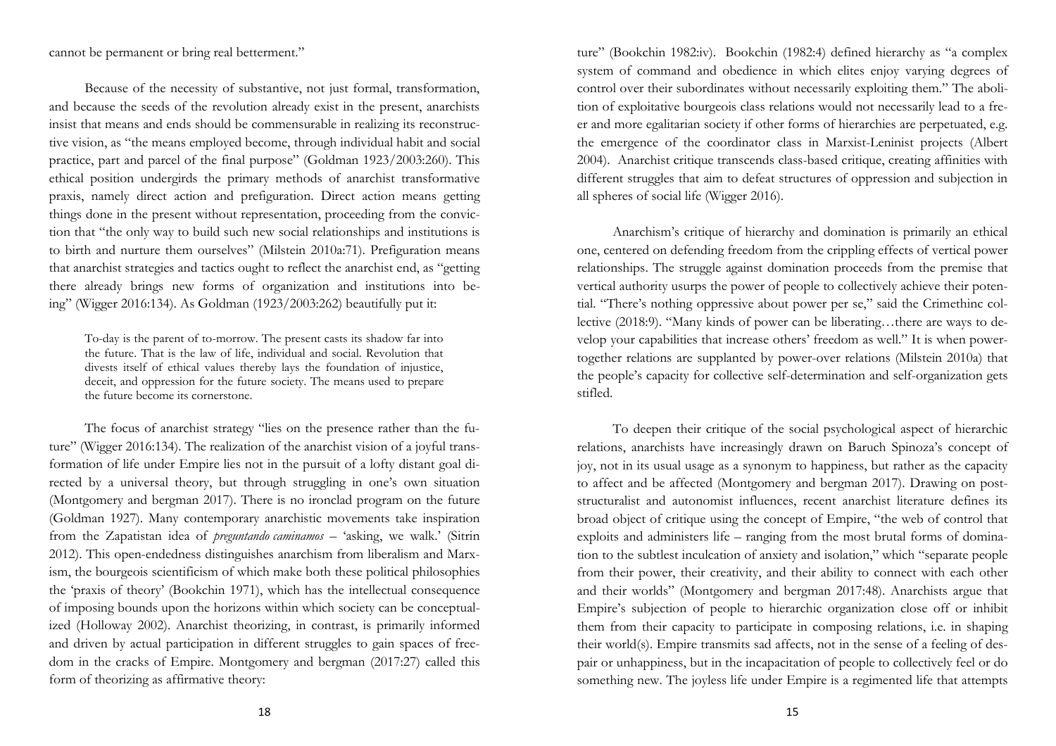cannot be permanent or bring real betterment."

Because of the necessity of substantive, not just formal, transformation, and because the seeds of the revolution already exist in the present, anarchists insist that means and ends should be commensurable in realizing its reconstructive vision, as "the means employed become, through individual habit and social practice, part and parcel of the final purpose" (Goldman 1923/2003:260). This ethical position undergirds the primary methods of anarchist transformative praxis, namely direct action and prefiguration. Direct action means getting things done in the present without representation, proceeding from the conviction that "the only way to build such new social relationships and institutions is to birth and nurture them ourselves" (Milstein 2010a:71). Prefiguration means that anarchist strategies and tactics ought to reflect the anarchist end, as "getting there already brings new forms of organization and institutions into being" (Wigger 2016:134). As Goldman (1923/2003:262) beautifully put it:

> To-day is the parent of to-morrow. The present casts its shadow far into the future. That is the law of life, individual and social. Revolution that divests itself of ethical values thereby lays the foundation of injustice, deceit, and oppression for the future society. The means used to prepare the future become its cornerstone.

The focus of anarchist strategy "lies on the presence rather than the future" (Wigger 2016:134). The realization of the anarchist vision of a joyful transformation of life under Empire lies not in the pursuit of a lofty distant goal directed by a universal theory, but through struggling in one's own situation (Montgomery and bergman 2017). There is no ironclad program on the future (Goldman 1927). Many contemporary anarchistic movements take inspiration from the Zapatistan idea of *preguntando caminamos* – 'asking, we walk.' (Sitrin 2012). This open-endedness distinguishes anarchism from liberalism and Marxism, the bourgeois scientificism of which make both these political philosophies the 'praxis of theory' (Bookchin 1971), which has the intellectual consequence of imposing bounds upon the horizons within which society can be conceptualized (Holloway 2002). Anarchist theorizing, in contrast, is primarily informed and driven by actual participation in different struggles to gain spaces of freedom in the cracks of Empire. Montgomery and bergman (2017:27) called this form of theorizing as affirmative theory:

ture" (Bookchin 1982:iv). Bookchin (1982:4) defined hierarchy as "a complex system of command and obedience in which elites enjoy varying degrees of control over their subordinates without necessarily exploiting them." The abolition of exploitative bourgeois class relations would not necessarily lead to a freer and more egalitarian society if other forms of hierarchies are perpetuated, e.g. the emergence of the coordinator class in Marxist-Leninist projects (Albert 2004). Anarchist critique transcends class-based critique, creating affinities with different struggles that aim to defeat structures of oppression and subjection in all spheres of social life (Wigger 2016).

Anarchism's critique of hierarchy and domination is primarily an ethical one, centered on defending freedom from the crippling effects of vertical power relationships. The struggle against domination proceeds from the premise that vertical authority usurps the power of people to collectively achieve their potential. "There's nothing oppressive about power per se," said the Crimethinc collective (2018:9). "Many kinds of power can be liberating…there are ways to develop your capabilities that increase others' freedom as well." It is when power-together relations are supplanted by power-over relations (Milstein 2010a) that the people's capacity for collective self-determination and self-organization gets stifled.

To deepen their critique of the social psychological aspect of hierarchic relations, anarchists have increasingly drawn on Baruch Spinoza's concept of joy, not in its usual usage as a synonym to happiness, but rather as the capacity to affect and be affected (Montgomery and bergman 2017). Drawing on post-structuralist and autonomist influences, recent anarchist literature defines its broad object of critique using the concept of Empire, "the web of control that exploits and administers life – ranging from the most brutal forms of domination to the subtlest inculcation of anxiety and isolation," which "separate people from their power, their creativity, and their ability to connect with each other and their worlds" (Montgomery and bergman 2017:48). Anarchists argue that Empire's subjection of people to hierarchic organization close off or inhibit them from their capacity to participate in composing relations, i.e. in shaping their world(s). Empire transmits sad affects, not in the sense of a feeling of despair or unhappiness, but in the incapacitation of people to collectively feel or do something new. The joyless life under Empire is a regimented life that attempts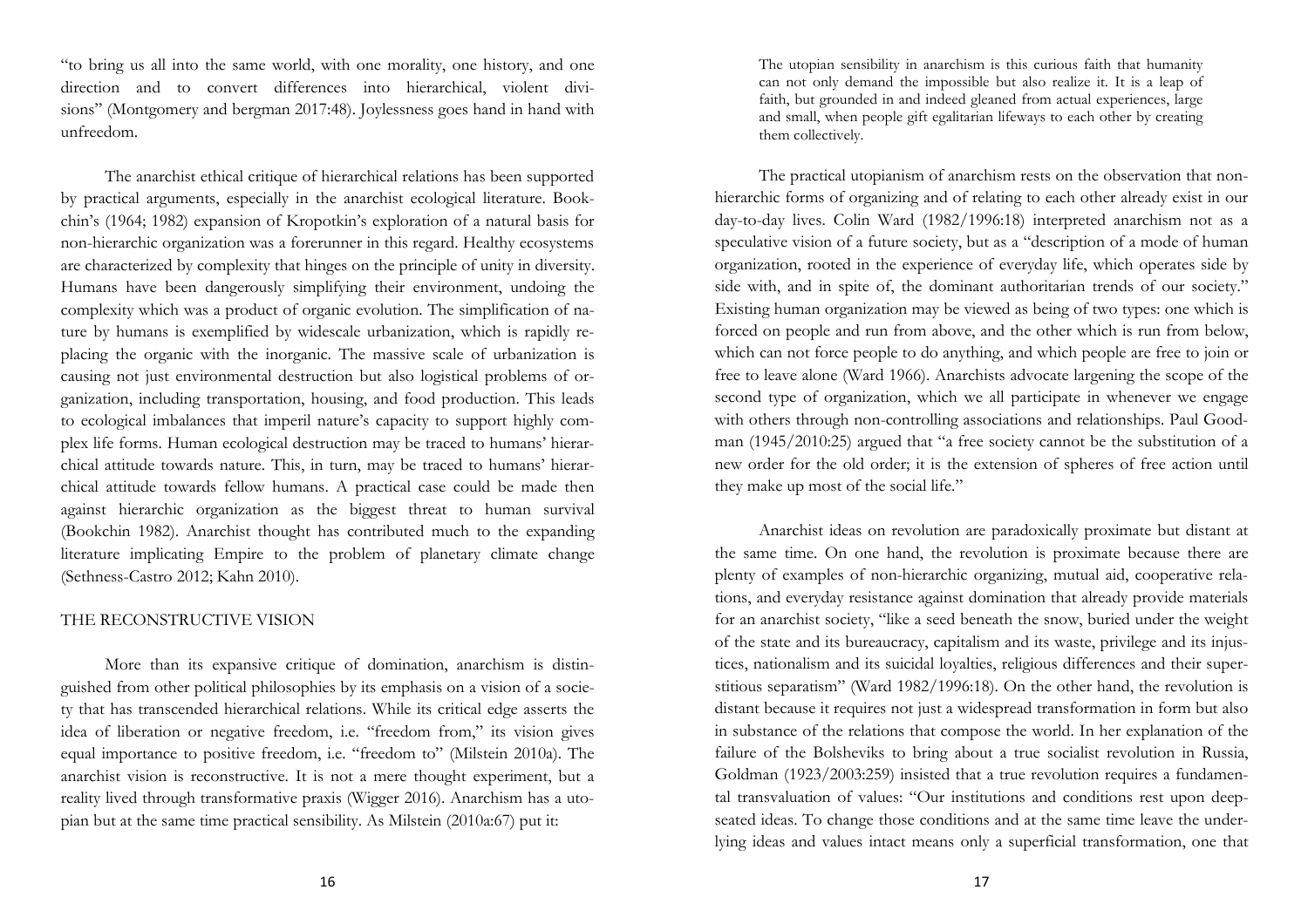"to bring us all into the same world, with one morality, one history, and one direction and to convert differences into hierarchical, violent divisions" (Montgomery and bergman 2017:48). Joylessness goes hand in hand with unfreedom.

The anarchist ethical critique of hierarchical relations has been supported by practical arguments, especially in the anarchist ecological literature. Bookchin's (1964; 1982) expansion of Kropotkin's exploration of a natural basis for non-hierarchic organization was a forerunner in this regard. Healthy ecosystems are characterized by complexity that hinges on the principle of unity in diversity. Humans have been dangerously simplifying their environment, undoing the complexity which was a product of organic evolution. The simplification of nature by humans is exemplified by widescale urbanization, which is rapidly replacing the organic with the inorganic. The massive scale of urbanization is causing not just environmental destruction but also logistical problems of organization, including transportation, housing, and food production. This leads to ecological imbalances that imperil nature's capacity to support highly complex life forms. Human ecological destruction may be traced to humans' hierarchical attitude towards nature. This, in turn, may be traced to humans' hierarchical attitude towards fellow humans. A practical case could be made then against hierarchic organization as the biggest threat to human survival (Bookchin 1982). Anarchist thought has contributed much to the expanding literature implicating Empire to the problem of planetary climate change (Sethness-Castro 2012; Kahn 2010).

## THE RECONSTRUCTIVE VISION

More than its expansive critique of domination, anarchism is distinguished from other political philosophies by its emphasis on a vision of a society that has transcended hierarchical relations. While its critical edge asserts the idea of liberation or negative freedom, i.e. "freedom from," its vision gives equal importance to positive freedom, i.e. "freedom to" (Milstein 2010a). The anarchist vision is reconstructive. It is not a mere thought experiment, but a reality lived through transformative praxis (Wigger 2016). Anarchism has a utopian but at the same time practical sensibility. As Milstein (2010a:67) put it:

> The utopian sensibility in anarchism is this curious faith that humanity can not only demand the impossible but also realize it. It is a leap of faith, but grounded in and indeed gleaned from actual experiences, large and small, when people gift egalitarian lifeways to each other by creating them collectively.

The practical utopianism of anarchism rests on the observation that non-hierarchic forms of organizing and of relating to each other already exist in our day-to-day lives. Colin Ward (1982/1996:18) interpreted anarchism not as a speculative vision of a future society, but as a "description of a mode of human organization, rooted in the experience of everyday life, which operates side by side with, and in spite of, the dominant authoritarian trends of our society." Existing human organization may be viewed as being of two types: one which is forced on people and run from above, and the other which is run from below, which can not force people to do anything, and which people are free to join or free to leave alone (Ward 1966). Anarchists advocate largening the scope of the second type of organization, which we all participate in whenever we engage with others through non-controlling associations and relationships. Paul Goodman (1945/2010:25) argued that "a free society cannot be the substitution of a new order for the old order; it is the extension of spheres of free action until they make up most of the social life."

Anarchist ideas on revolution are paradoxically proximate but distant at the same time. On one hand, the revolution is proximate because there are plenty of examples of non-hierarchic organizing, mutual aid, cooperative relations, and everyday resistance against domination that already provide materials for an anarchist society, "like a seed beneath the snow, buried under the weight of the state and its bureaucracy, capitalism and its waste, privilege and its injustices, nationalism and its suicidal loyalties, religious differences and their superstitious separatism" (Ward 1982/1996:18). On the other hand, the revolution is distant because it requires not just a widespread transformation in form but also in substance of the relations that compose the world. In her explanation of the failure of the Bolsheviks to bring about a true socialist revolution in Russia, Goldman (1923/2003:259) insisted that a true revolution requires a fundamental transvaluation of values: "Our institutions and conditions rest upon deep-seated ideas. To change those conditions and at the same time leave the underlying ideas and values intact means only a superficial transformation, one that